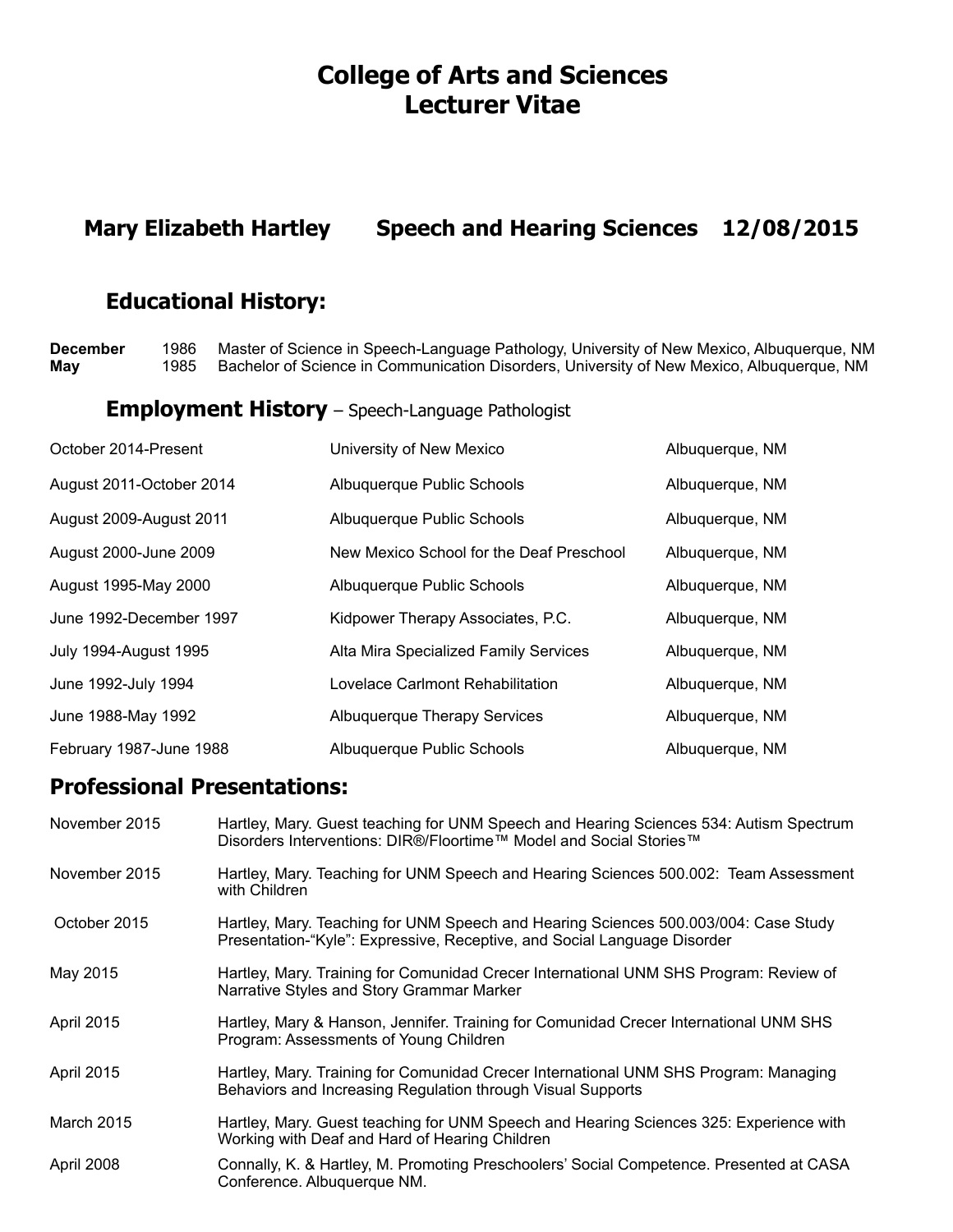# College of Arts and Sciences
# Lecturer Vitae

## Mary Elizabeth Hartley    Speech and Hearing Sciences    12/08/2015

### Educational History:

| | | |
|---|---|---|
| **December** | 1986 | Master of Science in Speech-Language Pathology, University of New Mexico, Albuquerque, NM |
| **May** | 1985 | Bachelor of Science in Communication Disorders, University of New Mexico, Albuquerque, NM |

### Employment History – Speech-Language Pathologist

| | | |
|---|---|---|
| October 2014-Present | University of New Mexico | Albuquerque, NM |
| August 2011-October 2014 | Albuquerque Public Schools | Albuquerque, NM |
| August 2009-August 2011 | Albuquerque Public Schools | Albuquerque, NM |
| August 2000-June 2009 | New Mexico School for the Deaf Preschool | Albuquerque, NM |
| August 1995-May 2000 | Albuquerque Public Schools | Albuquerque, NM |
| June 1992-December 1997 | Kidpower Therapy Associates, P.C. | Albuquerque, NM |
| July 1994-August 1995 | Alta Mira Specialized Family Services | Albuquerque, NM |
| June 1992-July 1994 | Lovelace Carlmont Rehabilitation | Albuquerque, NM |
| June 1988-May 1992 | Albuquerque Therapy Services | Albuquerque, NM |
| February 1987-June 1988 | Albuquerque Public Schools | Albuquerque, NM |

## Professional Presentations:

| | |
|---|---|
| November 2015 | Hartley, Mary. Guest teaching for UNM Speech and Hearing Sciences 534: Autism Spectrum Disorders Interventions: DIR®/Floortime™ Model and Social Stories™ |
| November 2015 | Hartley, Mary. Teaching for UNM Speech and Hearing Sciences 500.002: Team Assessment with Children |
| October 2015 | Hartley, Mary. Teaching for UNM Speech and Hearing Sciences 500.003/004: Case Study Presentation-"Kyle": Expressive, Receptive, and Social Language Disorder |
| May 2015 | Hartley, Mary. Training for Comunidad Crecer International UNM SHS Program: Review of Narrative Styles and Story Grammar Marker |
| April 2015 | Hartley, Mary & Hanson, Jennifer. Training for Comunidad Crecer International UNM SHS Program: Assessments of Young Children |
| April 2015 | Hartley, Mary. Training for Comunidad Crecer International UNM SHS Program: Managing Behaviors and Increasing Regulation through Visual Supports |
| March 2015 | Hartley, Mary. Guest teaching for UNM Speech and Hearing Sciences 325: Experience with Working with Deaf and Hard of Hearing Children |
| April 2008 | Connally, K. & Hartley, M. Promoting Preschoolers' Social Competence. Presented at CASA Conference. Albuquerque NM. |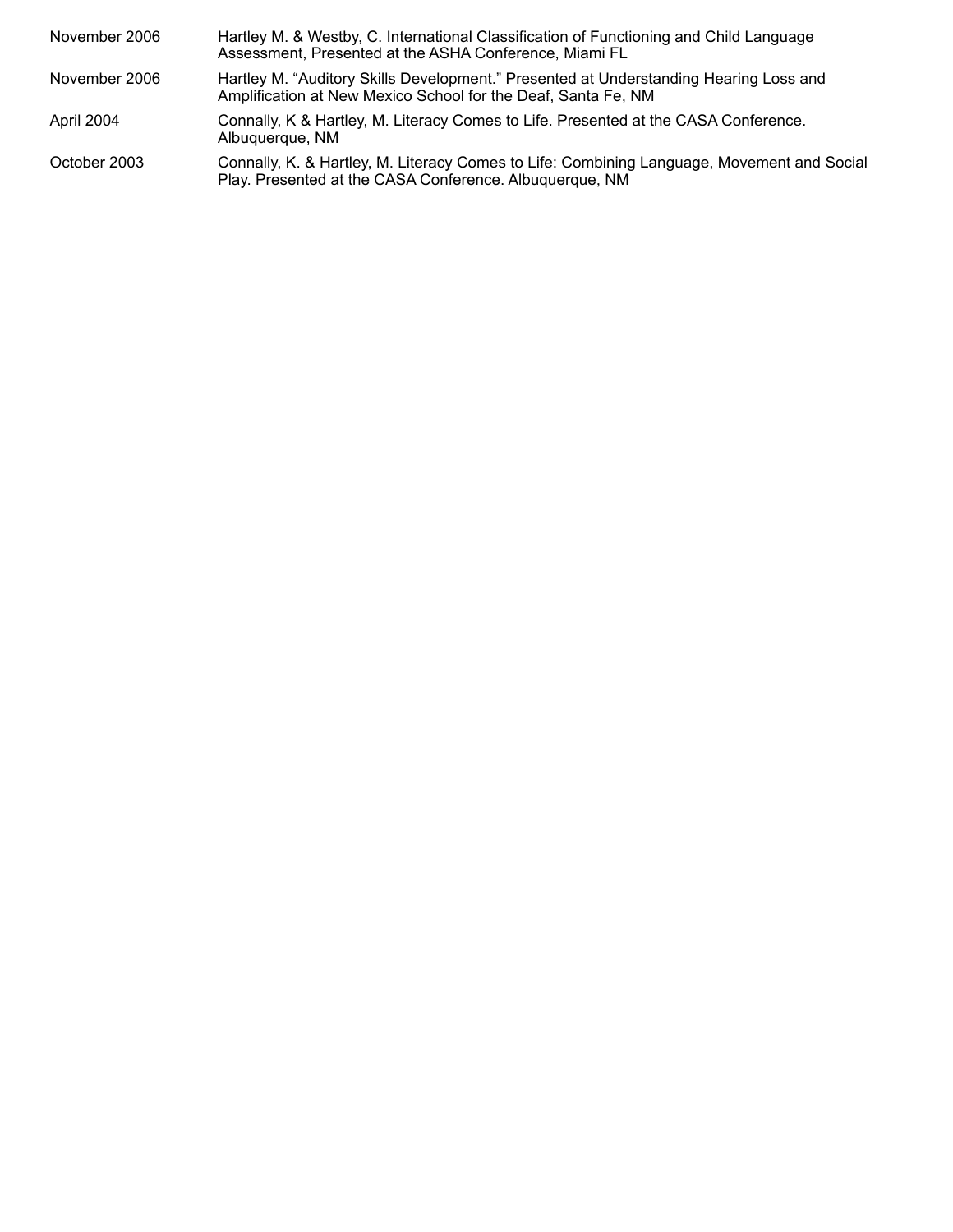| | |
|---|---|
| November 2006 | Hartley M. & Westby, C. International Classification of Functioning and Child Language Assessment, Presented at the ASHA Conference, Miami FL |
| November 2006 | Hartley M. "Auditory Skills Development." Presented at Understanding Hearing Loss and Amplification at New Mexico School for the Deaf, Santa Fe, NM |
| April 2004 | Connally, K & Hartley, M. Literacy Comes to Life. Presented at the CASA Conference. Albuquerque, NM |
| October 2003 | Connally, K. & Hartley, M. Literacy Comes to Life: Combining Language, Movement and Social Play. Presented at the CASA Conference. Albuquerque, NM |